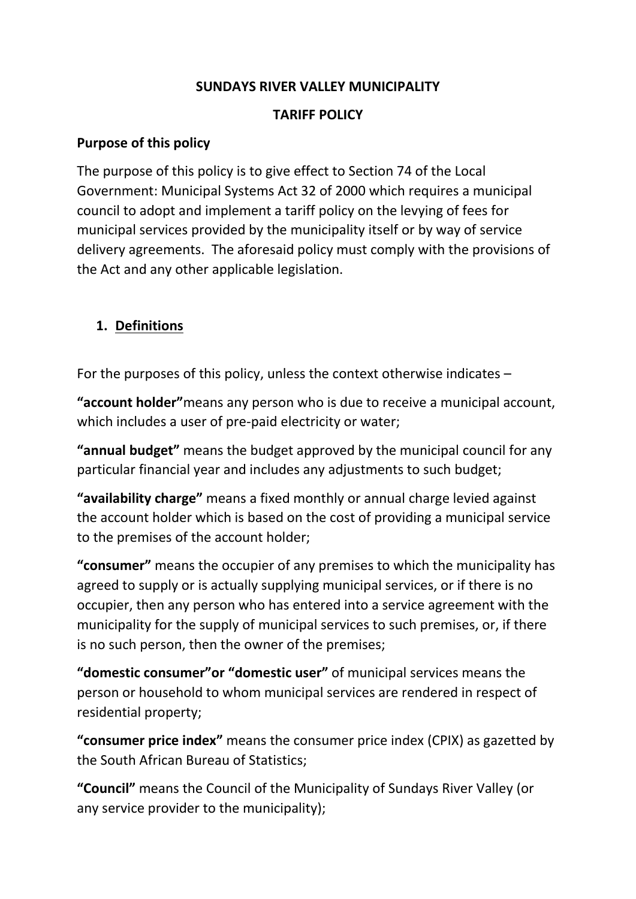**SUNDAYS RIVER VALLEY MUNICIPALITY**

**TARIFF POLICY**

**Purpose of this policy**

The purpose of this policy is to give effect to Section 74 of the Local Government: Municipal Systems Act 32 of 2000 which requires a municipal council to adopt and implement a tariff policy on the levying of fees for municipal services provided by the municipality itself or by way of service delivery agreements. The aforesaid policy must comply with the provisions of the Act and any other applicable legislation.

## 1. Definitions

For the purposes of this policy, unless the context otherwise indicates –

**"account holder"**means any person who is due to receive a municipal account, which includes a user of pre-paid electricity or water;

**"annual budget"** means the budget approved by the municipal council for any particular financial year and includes any adjustments to such budget;

**"availability charge"** means a fixed monthly or annual charge levied against the account holder which is based on the cost of providing a municipal service to the premises of the account holder;

**"consumer"** means the occupier of any premises to which the municipality has agreed to supply or is actually supplying municipal services, or if there is no occupier, then any person who has entered into a service agreement with the municipality for the supply of municipal services to such premises, or, if there is no such person, then the owner of the premises;

**"domestic consumer"or "domestic user"** of municipal services means the person or household to whom municipal services are rendered in respect of residential property;

**"consumer price index"** means the consumer price index (CPIX) as gazetted by the South African Bureau of Statistics;

**"Council"** means the Council of the Municipality of Sundays River Valley (or any service provider to the municipality);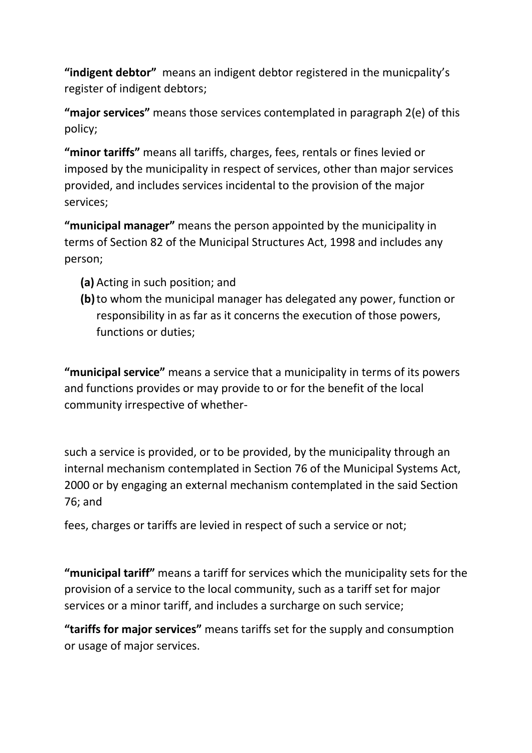**“indigent debtor”** means an indigent debtor registered in the municpality’s register of indigent debtors;

**“major services”** means those services contemplated in paragraph 2(e) of this policy;

**“minor tariffs”** means all tariffs, charges, fees, rentals or fines levied or imposed by the municipality in respect of services, other than major services provided, and includes services incidental to the provision of the major services;

**“municipal manager”** means the person appointed by the municipality in terms of Section 82 of the Municipal Structures Act, 1998 and includes any person;

- **(a)** Acting in such position; and
- **(b)** to whom the municipal manager has delegated any power, function or responsibility in as far as it concerns the execution of those powers, functions or duties;

**“municipal service”** means a service that a municipality in terms of its powers and functions provides or may provide to or for the benefit of the local community irrespective of whether-

such a service is provided, or to be provided, by the municipality through an internal mechanism contemplated in Section 76 of the Municipal Systems Act, 2000 or by engaging an external mechanism contemplated in the said Section 76; and

fees, charges or tariffs are levied in respect of such a service or not;

**“municipal tariff”** means a tariff for services which the municipality sets for the provision of a service to the local community, such as a tariff set for major services or a minor tariff, and includes a surcharge on such service;

**“tariffs for major services”** means tariffs set for the supply and consumption or usage of major services.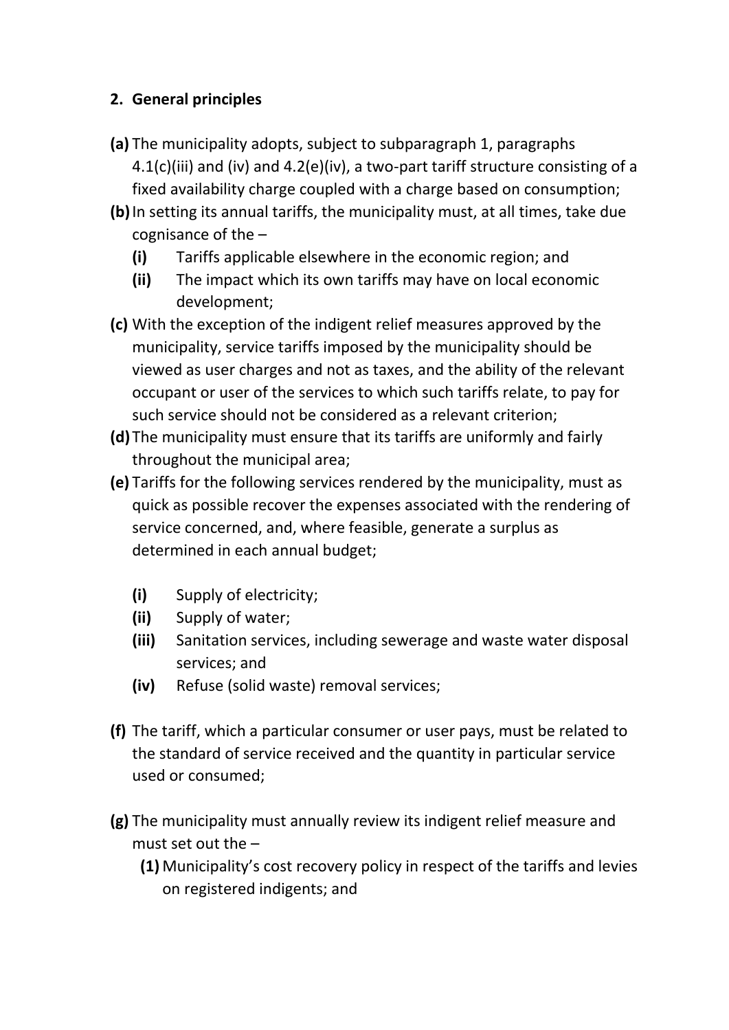## 2. General principles

**(a)** The municipality adopts, subject to subparagraph 1, paragraphs 4.1(c)(iii) and (iv) and 4.2(e)(iv), a two-part tariff structure consisting of a fixed availability charge coupled with a charge based on consumption;

**(b)** In setting its annual tariffs, the municipality must, at all times, take due cognisance of the –

- **(i)** Tariffs applicable elsewhere in the economic region; and
- **(ii)** The impact which its own tariffs may have on local economic development;

**(c)** With the exception of the indigent relief measures approved by the municipality, service tariffs imposed by the municipality should be viewed as user charges and not as taxes, and the ability of the relevant occupant or user of the services to which such tariffs relate, to pay for such service should not be considered as a relevant criterion;

**(d)** The municipality must ensure that its tariffs are uniformly and fairly throughout the municipal area;

**(e)** Tariffs for the following services rendered by the municipality, must as quick as possible recover the expenses associated with the rendering of service concerned, and, where feasible, generate a surplus as determined in each annual budget;

- **(i)** Supply of electricity;
- **(ii)** Supply of water;
- **(iii)** Sanitation services, including sewerage and waste water disposal services; and
- **(iv)** Refuse (solid waste) removal services;

**(f)** The tariff, which a particular consumer or user pays, must be related to the standard of service received and the quantity in particular service used or consumed;

**(g)** The municipality must annually review its indigent relief measure and must set out the –

- **(1)** Municipality's cost recovery policy in respect of the tariffs and levies on registered indigents; and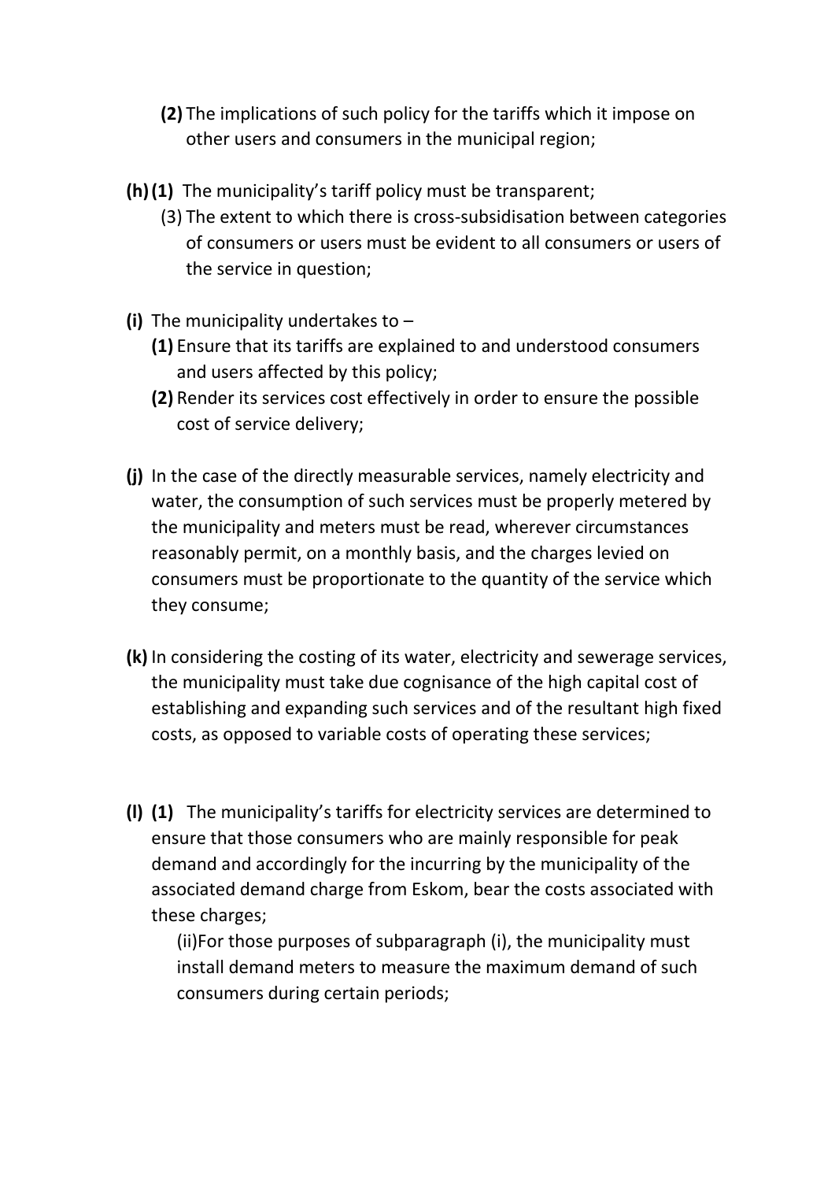**(2)** The implications of such policy for the tariffs which it impose on other users and consumers in the municipal region;

**(h)** **(1)** The municipality's tariff policy must be transparent;

(3) The extent to which there is cross-subsidisation between categories of consumers or users must be evident to all consumers or users of the service in question;

**(i)** The municipality undertakes to –

**(1)** Ensure that its tariffs are explained to and understood consumers and users affected by this policy;

**(2)** Render its services cost effectively in order to ensure the possible cost of service delivery;

**(j)** In the case of the directly measurable services, namely electricity and water, the consumption of such services must be properly metered by the municipality and meters must be read, wherever circumstances reasonably permit, on a monthly basis, and the charges levied on consumers must be proportionate to the quantity of the service which they consume;

**(k)** In considering the costing of its water, electricity and sewerage services, the municipality must take due cognisance of the high capital cost of establishing and expanding such services and of the resultant high fixed costs, as opposed to variable costs of operating these services;

**(l)** **(1)** The municipality's tariffs for electricity services are determined to ensure that those consumers who are mainly responsible for peak demand and accordingly for the incurring by the municipality of the associated demand charge from Eskom, bear the costs associated with these charges;

(ii)For those purposes of subparagraph (i), the municipality must install demand meters to measure the maximum demand of such consumers during certain periods;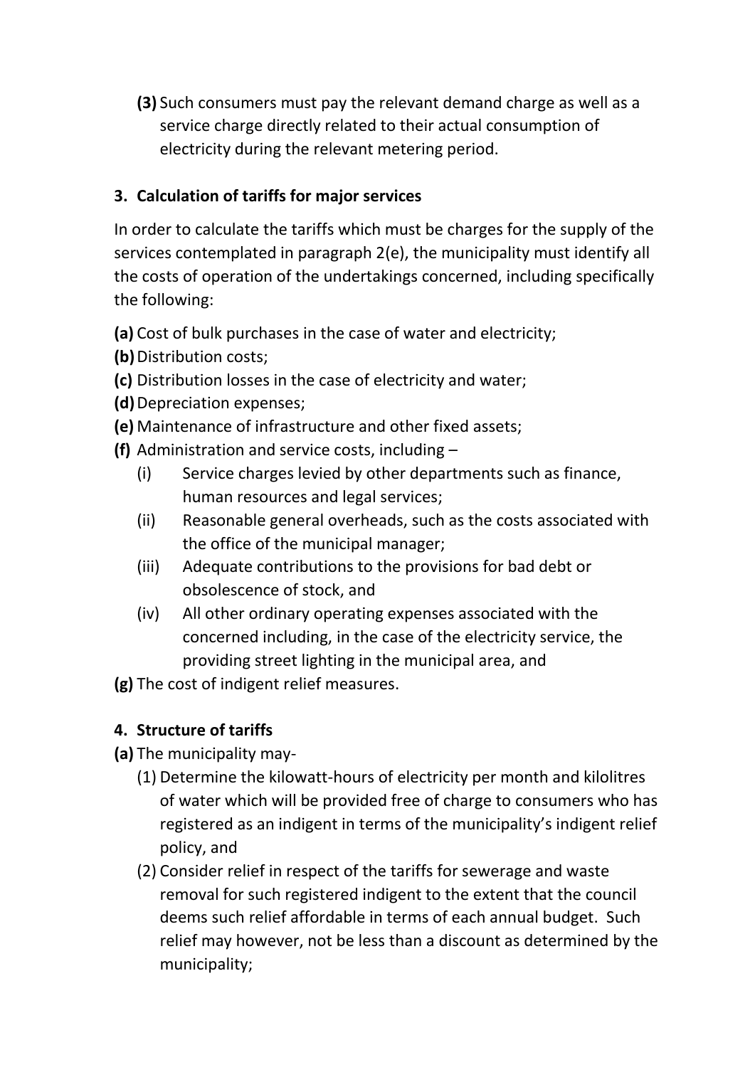**(3)** Such consumers must pay the relevant demand charge as well as a service charge directly related to their actual consumption of electricity during the relevant metering period.

### 3. Calculation of tariffs for major services

In order to calculate the tariffs which must be charges for the supply of the services contemplated in paragraph 2(e), the municipality must identify all the costs of operation of the undertakings concerned, including specifically the following:

**(a)** Cost of bulk purchases in the case of water and electricity;
**(b)** Distribution costs;
**(c)** Distribution losses in the case of electricity and water;
**(d)** Depreciation expenses;
**(e)** Maintenance of infrastructure and other fixed assets;
**(f)** Administration and service costs, including –
- (i) Service charges levied by other departments such as finance, human resources and legal services;
- (ii) Reasonable general overheads, such as the costs associated with the office of the municipal manager;
- (iii) Adequate contributions to the provisions for bad debt or obsolescence of stock, and
- (iv) All other ordinary operating expenses associated with the concerned including, in the case of the electricity service, the providing street lighting in the municipal area, and

**(g)** The cost of indigent relief measures.

### 4. Structure of tariffs

**(a)** The municipality may-
- (1) Determine the kilowatt-hours of electricity per month and kilolitres of water which will be provided free of charge to consumers who has registered as an indigent in terms of the municipality's indigent relief policy, and
- (2) Consider relief in respect of the tariffs for sewerage and waste removal for such registered indigent to the extent that the council deems such relief affordable in terms of each annual budget. Such relief may however, not be less than a discount as determined by the municipality;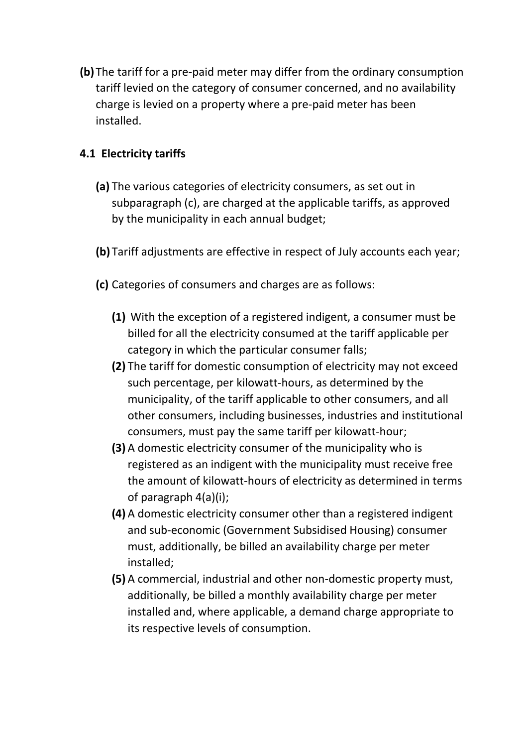**(b)** The tariff for a pre-paid meter may differ from the ordinary consumption tariff levied on the category of consumer concerned, and no availability charge is levied on a property where a pre-paid meter has been installed.

### 4.1 Electricity tariffs

**(a)** The various categories of electricity consumers, as set out in subparagraph (c), are charged at the applicable tariffs, as approved by the municipality in each annual budget;

**(b)** Tariff adjustments are effective in respect of July accounts each year;

**(c)** Categories of consumers and charges are as follows:

**(1)** With the exception of a registered indigent, a consumer must be billed for all the electricity consumed at the tariff applicable per category in which the particular consumer falls;

**(2)** The tariff for domestic consumption of electricity may not exceed such percentage, per kilowatt-hours, as determined by the municipality, of the tariff applicable to other consumers, and all other consumers, including businesses, industries and institutional consumers, must pay the same tariff per kilowatt-hour;

**(3)** A domestic electricity consumer of the municipality who is registered as an indigent with the municipality must receive free the amount of kilowatt-hours of electricity as determined in terms of paragraph 4(a)(i);

**(4)** A domestic electricity consumer other than a registered indigent and sub-economic (Government Subsidised Housing) consumer must, additionally, be billed an availability charge per meter installed;

**(5)** A commercial, industrial and other non-domestic property must, additionally, be billed a monthly availability charge per meter installed and, where applicable, a demand charge appropriate to its respective levels of consumption.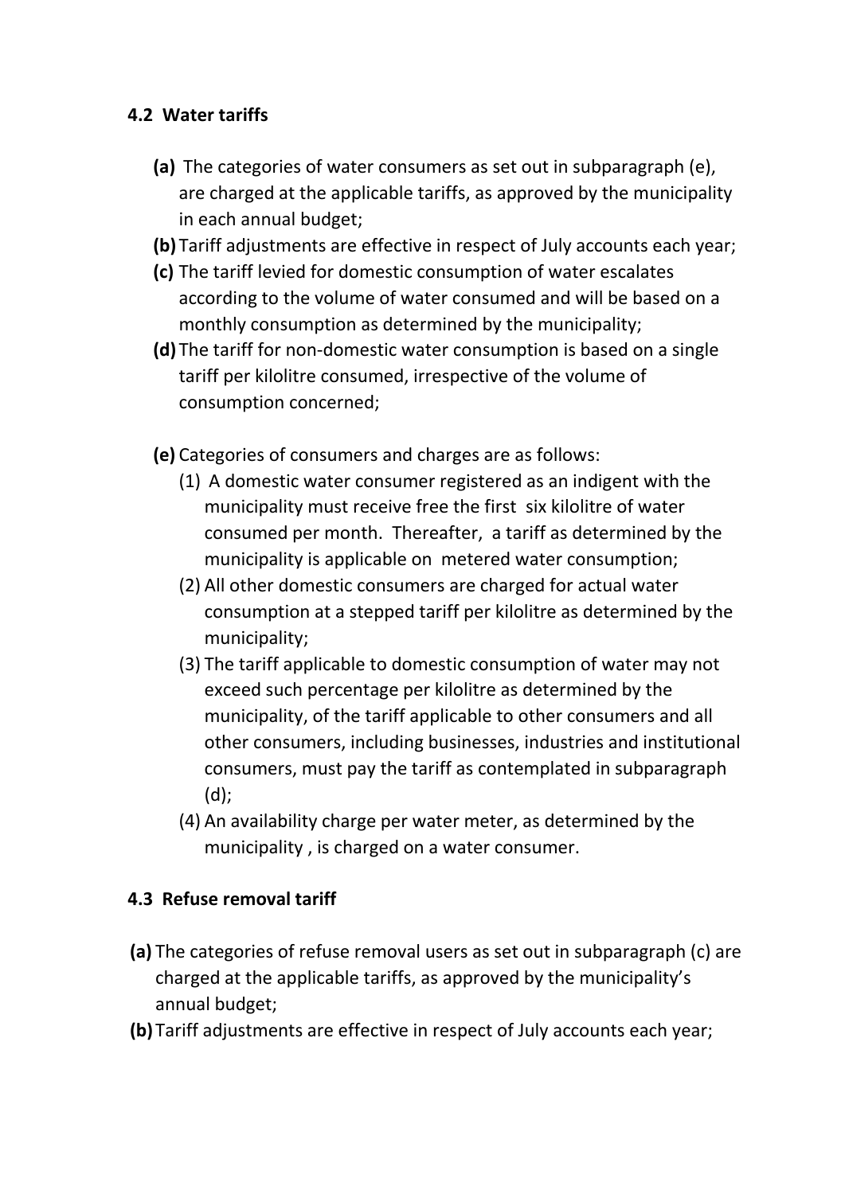### 4.2 Water tariffs

**(a)** The categories of water consumers as set out in subparagraph (e), are charged at the applicable tariffs, as approved by the municipality in each annual budget;

**(b)** Tariff adjustments are effective in respect of July accounts each year;

**(c)** The tariff levied for domestic consumption of water escalates according to the volume of water consumed and will be based on a monthly consumption as determined by the municipality;

**(d)** The tariff for non-domestic water consumption is based on a single tariff per kilolitre consumed, irrespective of the volume of consumption concerned;

**(e)** Categories of consumers and charges are as follows:

(1) A domestic water consumer registered as an indigent with the municipality must receive free the first six kilolitre of water consumed per month. Thereafter, a tariff as determined by the municipality is applicable on metered water consumption;

(2) All other domestic consumers are charged for actual water consumption at a stepped tariff per kilolitre as determined by the municipality;

(3) The tariff applicable to domestic consumption of water may not exceed such percentage per kilolitre as determined by the municipality, of the tariff applicable to other consumers and all other consumers, including businesses, industries and institutional consumers, must pay the tariff as contemplated in subparagraph (d);

(4) An availability charge per water meter, as determined by the municipality , is charged on a water consumer.

### 4.3 Refuse removal tariff

**(a)** The categories of refuse removal users as set out in subparagraph (c) are charged at the applicable tariffs, as approved by the municipality's annual budget;

**(b)** Tariff adjustments are effective in respect of July accounts each year;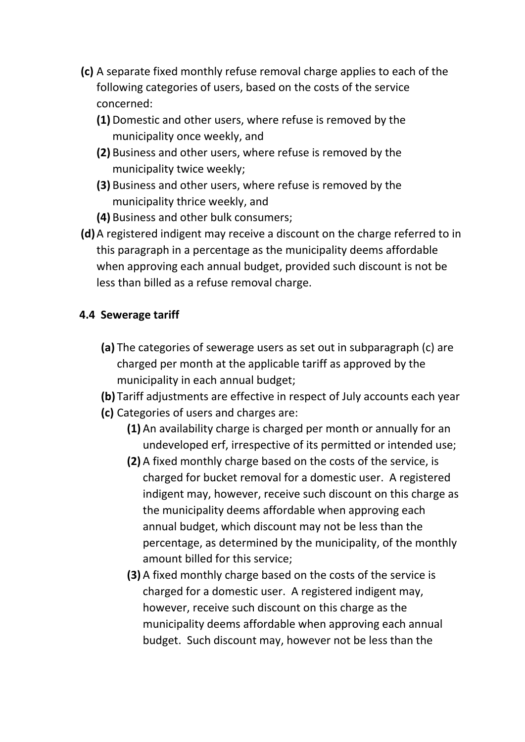**(c)** A separate fixed monthly refuse removal charge applies to each of the following categories of users, based on the costs of the service concerned:

- **(1)** Domestic and other users, where refuse is removed by the municipality once weekly, and
- **(2)** Business and other users, where refuse is removed by the municipality twice weekly;
- **(3)** Business and other users, where refuse is removed by the municipality thrice weekly, and
- **(4)** Business and other bulk consumers;

**(d)** A registered indigent may receive a discount on the charge referred to in this paragraph in a percentage as the municipality deems affordable when approving each annual budget, provided such discount is not be less than billed as a refuse removal charge.

### 4.4 Sewerage tariff

**(a)** The categories of sewerage users as set out in subparagraph (c) are charged per month at the applicable tariff as approved by the municipality in each annual budget;

**(b)** Tariff adjustments are effective in respect of July accounts each year

**(c)** Categories of users and charges are:

- **(1)** An availability charge is charged per month or annually for an undeveloped erf, irrespective of its permitted or intended use;
- **(2)** A fixed monthly charge based on the costs of the service, is charged for bucket removal for a domestic user. A registered indigent may, however, receive such discount on this charge as the municipality deems affordable when approving each annual budget, which discount may not be less than the percentage, as determined by the municipality, of the monthly amount billed for this service;
- **(3)** A fixed monthly charge based on the costs of the service is charged for a domestic user. A registered indigent may, however, receive such discount on this charge as the municipality deems affordable when approving each annual budget. Such discount may, however not be less than the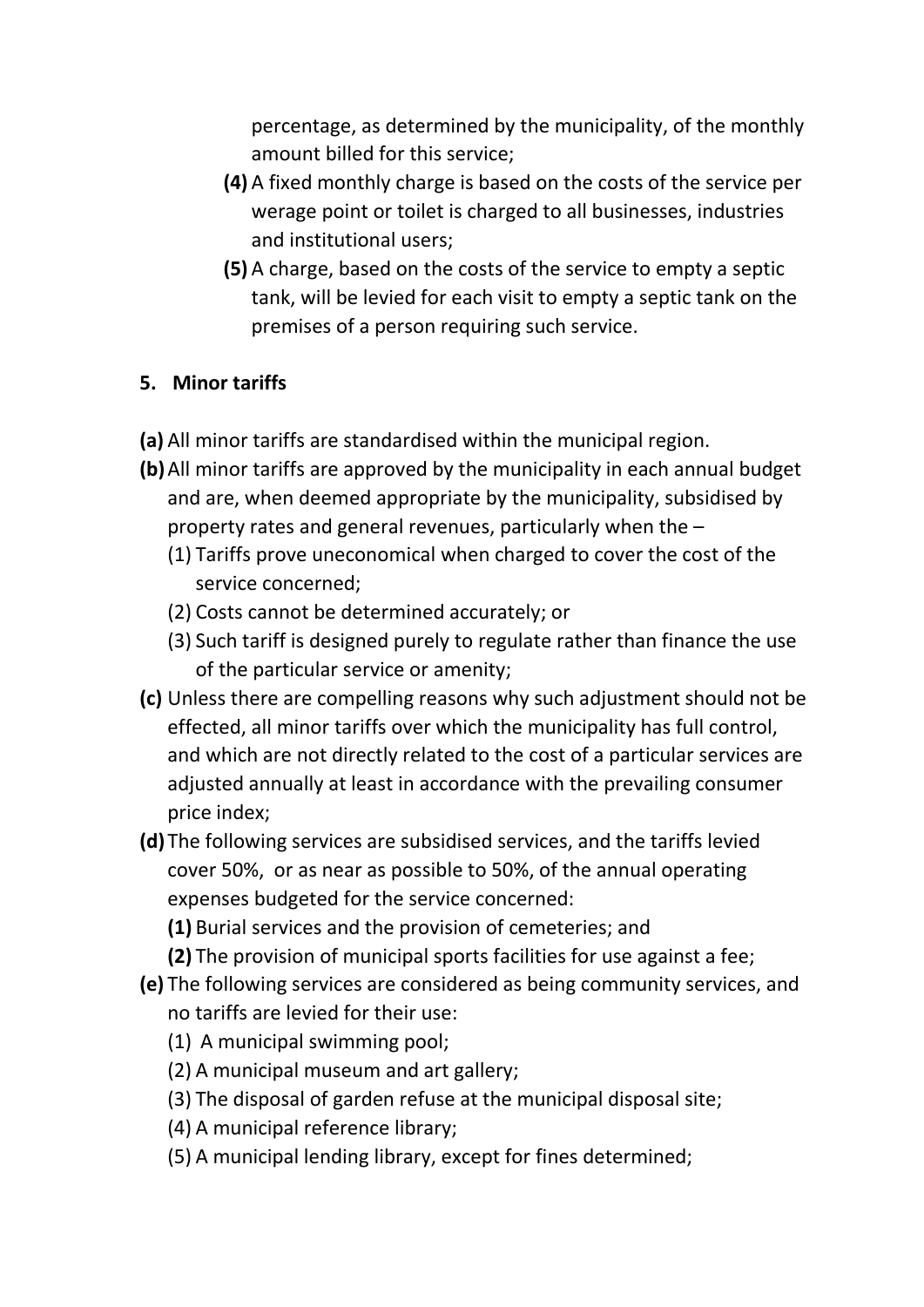percentage, as determined by the municipality, of the monthly amount billed for this service;

**(4)** A fixed monthly charge is based on the costs of the service per werage point or toilet is charged to all businesses, industries and institutional users;

**(5)** A charge, based on the costs of the service to empty a septic tank, will be levied for each visit to empty a septic tank on the premises of a person requiring such service.

## 5. Minor tariffs

**(a)** All minor tariffs are standardised within the municipal region.

**(b)** All minor tariffs are approved by the municipality in each annual budget and are, when deemed appropriate by the municipality, subsidised by property rates and general revenues, particularly when the –

(1) Tariffs prove uneconomical when charged to cover the cost of the service concerned;

(2) Costs cannot be determined accurately; or

(3) Such tariff is designed purely to regulate rather than finance the use of the particular service or amenity;

**(c)** Unless there are compelling reasons why such adjustment should not be effected, all minor tariffs over which the municipality has full control, and which are not directly related to the cost of a particular services are adjusted annually at least in accordance with the prevailing consumer price index;

**(d)** The following services are subsidised services, and the tariffs levied cover 50%, or as near as possible to 50%, of the annual operating expenses budgeted for the service concerned:

**(1)** Burial services and the provision of cemeteries; and

**(2)** The provision of municipal sports facilities for use against a fee;

**(e)** The following services are considered as being community services, and no tariffs are levied for their use:

(1) A municipal swimming pool;

(2) A municipal museum and art gallery;

(3) The disposal of garden refuse at the municipal disposal site;

(4) A municipal reference library;

(5) A municipal lending library, except for fines determined;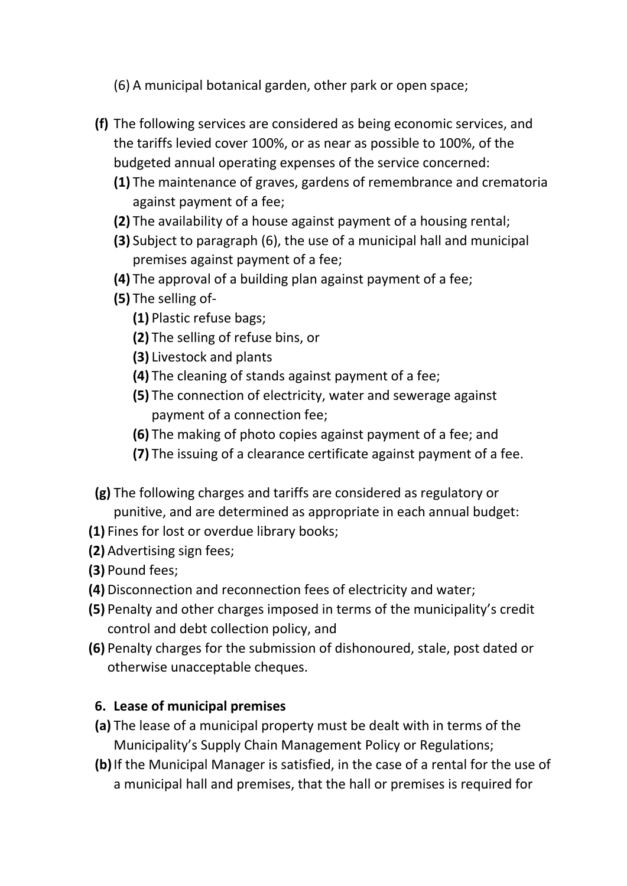(6) A municipal botanical garden, other park or open space;

**(f)** The following services are considered as being economic services, and the tariffs levied cover 100%, or as near as possible to 100%, of the budgeted annual operating expenses of the service concerned:

**(1)** The maintenance of graves, gardens of remembrance and crematoria against payment of a fee;
**(2)** The availability of a house against payment of a housing rental;
**(3)** Subject to paragraph (6), the use of a municipal hall and municipal premises against payment of a fee;
**(4)** The approval of a building plan against payment of a fee;
**(5)** The selling of-
  **(1)** Plastic refuse bags;
  **(2)** The selling of refuse bins, or
  **(3)** Livestock and plants
  **(4)** The cleaning of stands against payment of a fee;
  **(5)** The connection of electricity, water and sewerage against payment of a connection fee;
  **(6)** The making of photo copies against payment of a fee; and
  **(7)** The issuing of a clearance certificate against payment of a fee.

**(g)** The following charges and tariffs are considered as regulatory or punitive, and are determined as appropriate in each annual budget:

**(1)** Fines for lost or overdue library books;
**(2)** Advertising sign fees;
**(3)** Pound fees;
**(4)** Disconnection and reconnection fees of electricity and water;
**(5)** Penalty and other charges imposed in terms of the municipality's credit control and debt collection policy, and
**(6)** Penalty charges for the submission of dishonoured, stale, post dated or otherwise unacceptable cheques.

**6. Lease of municipal premises**

**(a)** The lease of a municipal property must be dealt with in terms of the Municipality's Supply Chain Management Policy or Regulations;
**(b)** If the Municipal Manager is satisfied, in the case of a rental for the use of a municipal hall and premises, that the hall or premises is required for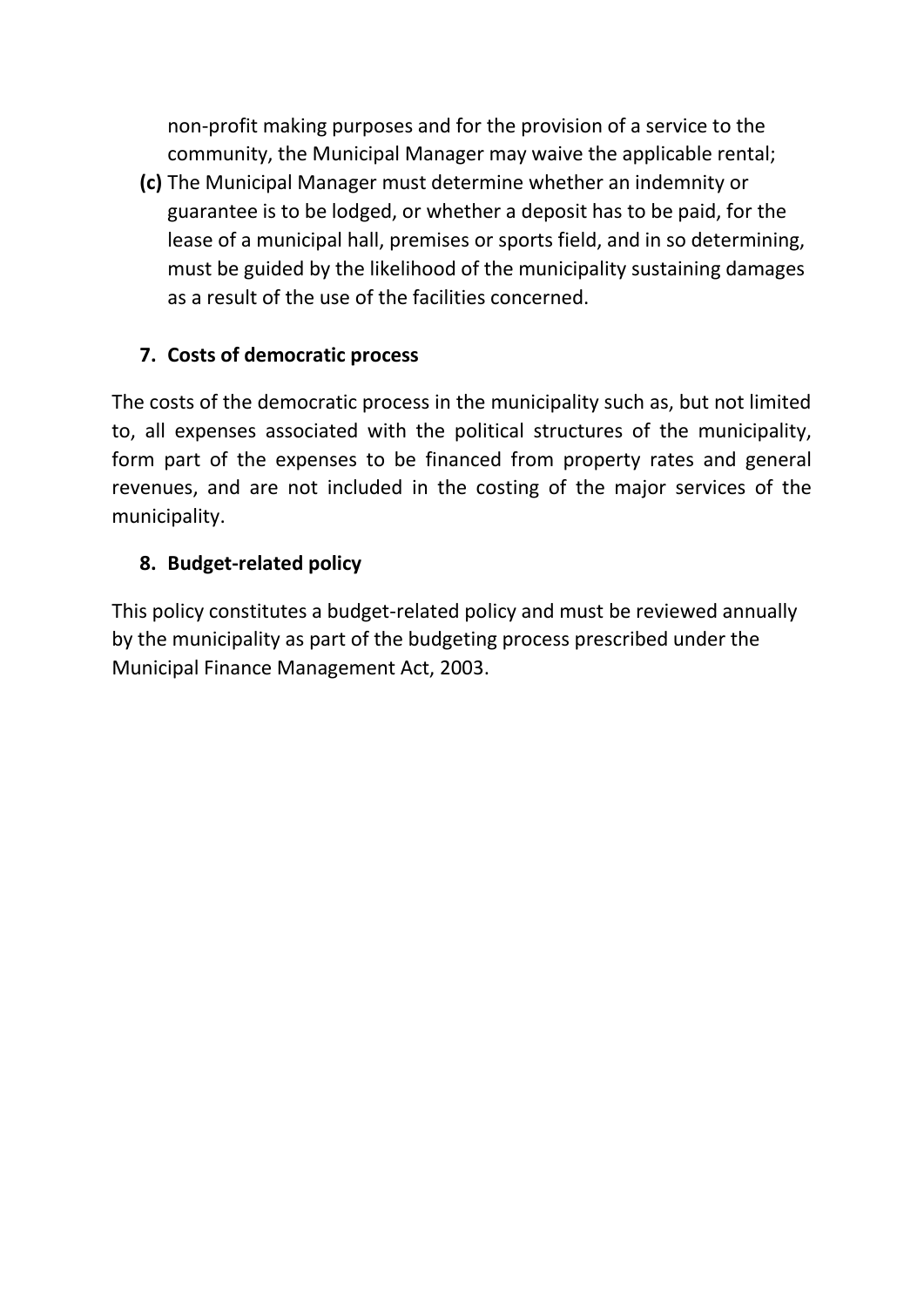non-profit making purposes and for the provision of a service to the community, the Municipal Manager may waive the applicable rental;

**(c)** The Municipal Manager must determine whether an indemnity or guarantee is to be lodged, or whether a deposit has to be paid, for the lease of a municipal hall, premises or sports field, and in so determining, must be guided by the likelihood of the municipality sustaining damages as a result of the use of the facilities concerned.

## 7. Costs of democratic process

The costs of the democratic process in the municipality such as, but not limited to, all expenses associated with the political structures of the municipality, form part of the expenses to be financed from property rates and general revenues, and are not included in the costing of the major services of the municipality.

## 8. Budget-related policy

This policy constitutes a budget-related policy and must be reviewed annually by the municipality as part of the budgeting process prescribed under the Municipal Finance Management Act, 2003.